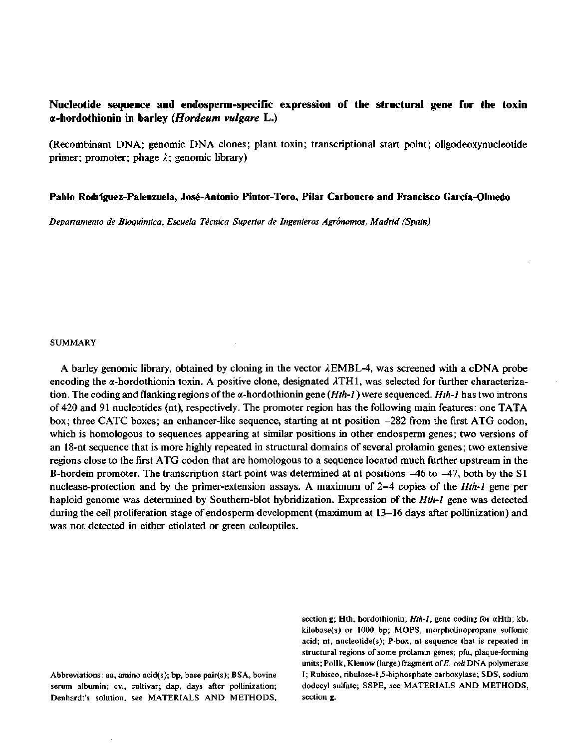# Nucleotide sequence and endosperm-specific expression of the structural gene for the toxin α-hordothionin in barley (*Hordeum vulgare* L.)

(Recombinant DNA; genomic DNA clones; plant toxin; transcriptional start point; oligodeoxynucleotide primer; promoter; phage λ; genomic library)

**Pablo Rodríguez-Palenzuela, José-Antonio Pintor-Toro, Pilar Carbonero and Francisco García-Olmedo**

*Departamento de Bioquímica, Escuela Técnica Superior de Ingenieros Agrónomos, Madrid (Spain)*

## SUMMARY

A barley genomic library, obtained by cloning in the vector λEMBL-4, was screened with a cDNA probe encoding the α-hordothionin toxin. A positive clone, designated λTH1, was selected for further characterization. The coding and flanking regions of the α-hordothionin gene (*Hth-1*) were sequenced. *Hth-1* has two introns of 420 and 91 nucleotides (nt), respectively. The promoter region has the following main features: one TATA box; three CATC boxes; an enhancer-like sequence, starting at nt position −282 from the first ATG codon, which is homologous to sequences appearing at similar positions in other endosperm genes; two versions of an 18-nt sequence that is more highly repeated in structural domains of several prolamin genes; two extensive regions close to the first ATG codon that are homologous to a sequence located much further upstream in the B-hordein promoter. The transcription start point was determined at nt positions −46 to −47, both by the S1 nuclease-protection and by the primer-extension assays. A maximum of 2–4 copies of the *Hth-1* gene per haploid genome was determined by Southern-blot hybridization. Expression of the *Hth-1* gene was detected during the cell proliferation stage of endosperm development (maximum at 13–16 days after pollinization) and was not detected in either etiolated or green coleoptiles.

Abbreviations: aa, amino acid(s); bp, base pair(s); BSA, bovine serum albumin; cv., cultivar; dap, days after pollinization; Denhardt's solution, see MATERIALS AND METHODS, section g; Hth, hordothionin; *Hth-1*, gene coding for αHth; kb, kilobase(s) or 1000 bp; MOPS, morpholinopropane sulfonic acid; nt, nucleotide(s); P-box, nt sequence that is repeated in structural regions of some prolamin genes; pfu, plaque-forming units; PolIk, Klenow (large) fragment of *E. coli* DNA polymerase I; Rubisco, ribulose-1,5-biphosphate carboxylase; SDS, sodium dodecyl sulfate; SSPE, see MATERIALS AND METHODS, section g.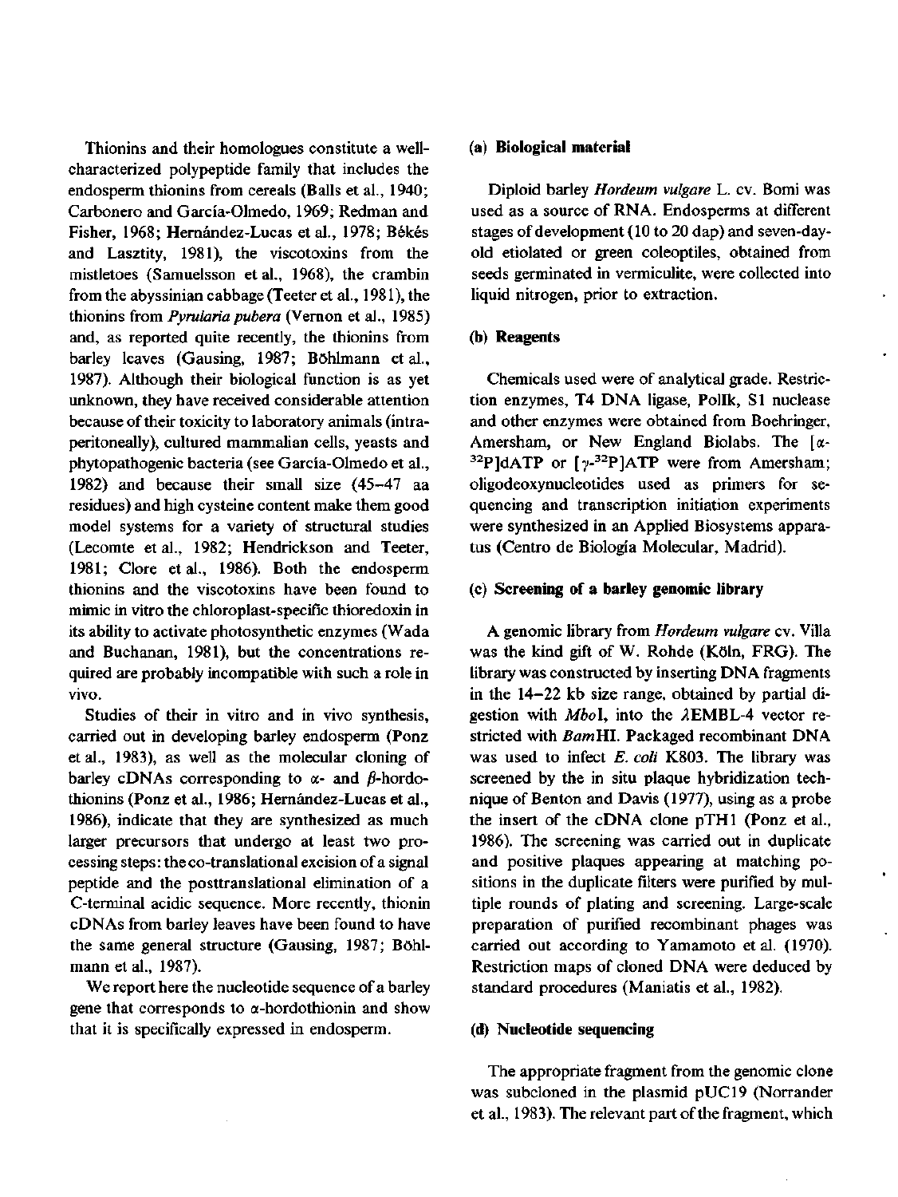Thionins and their homologues constitute a well-characterized polypeptide family that includes the endosperm thionins from cereals (Balls et al., 1940; Carbonero and García-Olmedo, 1969; Redman and Fisher, 1968; Hernández-Lucas et al., 1978; Békés and Lasztity, 1981), the viscotoxins from the mistletoes (Samuelsson et al., 1968), the crambin from the abyssinian cabbage (Teeter et al., 1981), the thionins from *Pyrularia pubera* (Vernon et al., 1985) and, as reported quite recently, the thionins from barley leaves (Gausing, 1987; Böhlmann et al., 1987). Although their biological function is as yet unknown, they have received considerable attention because of their toxicity to laboratory animals (intraperitoneally), cultured mammalian cells, yeasts and phytopathogenic bacteria (see García-Olmedo et al., 1982) and because their small size (45–47 aa residues) and high cysteine content make them good model systems for a variety of structural studies (Lecomte et al., 1982; Hendrickson and Teeter, 1981; Clore et al., 1986). Both the endosperm thionins and the viscotoxins have been found to mimic in vitro the chloroplast-specific thioredoxin in its ability to activate photosynthetic enzymes (Wada and Buchanan, 1981), but the concentrations required are probably incompatible with such a role in vivo.

Studies of their in vitro and in vivo synthesis, carried out in developing barley endosperm (Ponz et al., 1983), as well as the molecular cloning of barley cDNAs corresponding to α- and β-hordothionins (Ponz et al., 1986; Hernández-Lucas et al., 1986), indicate that they are synthesized as much larger precursors that undergo at least two processing steps: the co-translational excision of a signal peptide and the posttranslational elimination of a C-terminal acidic sequence. More recently, thionin cDNAs from barley leaves have been found to have the same general structure (Gausing, 1987; Böhlmann et al., 1987).

We report here the nucleotide sequence of a barley gene that corresponds to α-hordothionin and show that it is specifically expressed in endosperm.

### (a) Biological material

Diploid barley *Hordeum vulgare* L. cv. Bomi was used as a source of RNA. Endosperms at different stages of development (10 to 20 dap) and seven-day-old etiolated or green coleoptiles, obtained from seeds germinated in vermiculite, were collected into liquid nitrogen, prior to extraction.

### (b) Reagents

Chemicals used were of analytical grade. Restriction enzymes, T4 DNA ligase, PolIk, S1 nuclease and other enzymes were obtained from Boehringer, Amersham, or New England Biolabs. The [α-$^{32}$P]dATP or [γ-$^{32}$P]ATP were from Amersham; oligodeoxynucleotides used as primers for sequencing and transcription initiation experiments were synthesized in an Applied Biosystems apparatus (Centro de Biología Molecular, Madrid).

### (c) Screening of a barley genomic library

A genomic library from *Hordeum vulgare* cv. Villa was the kind gift of W. Rohde (Köln, FRG). The library was constructed by inserting DNA fragments in the 14–22 kb size range, obtained by partial digestion with *Mbo*I, into the λEMBL-4 vector restricted with *Bam*HI. Packaged recombinant DNA was used to infect *E. coli* K803. The library was screened by the in situ plaque hybridization technique of Benton and Davis (1977), using as a probe the insert of the cDNA clone pTH1 (Ponz et al., 1986). The screening was carried out in duplicate and positive plaques appearing at matching positions in the duplicate filters were purified by multiple rounds of plating and screening. Large-scale preparation of purified recombinant phages was carried out according to Yamamoto et al. (1970). Restriction maps of cloned DNA were deduced by standard procedures (Maniatis et al., 1982).

### (d) Nucleotide sequencing

The appropriate fragment from the genomic clone was subcloned in the plasmid pUC19 (Norrander et al., 1983). The relevant part of the fragment, which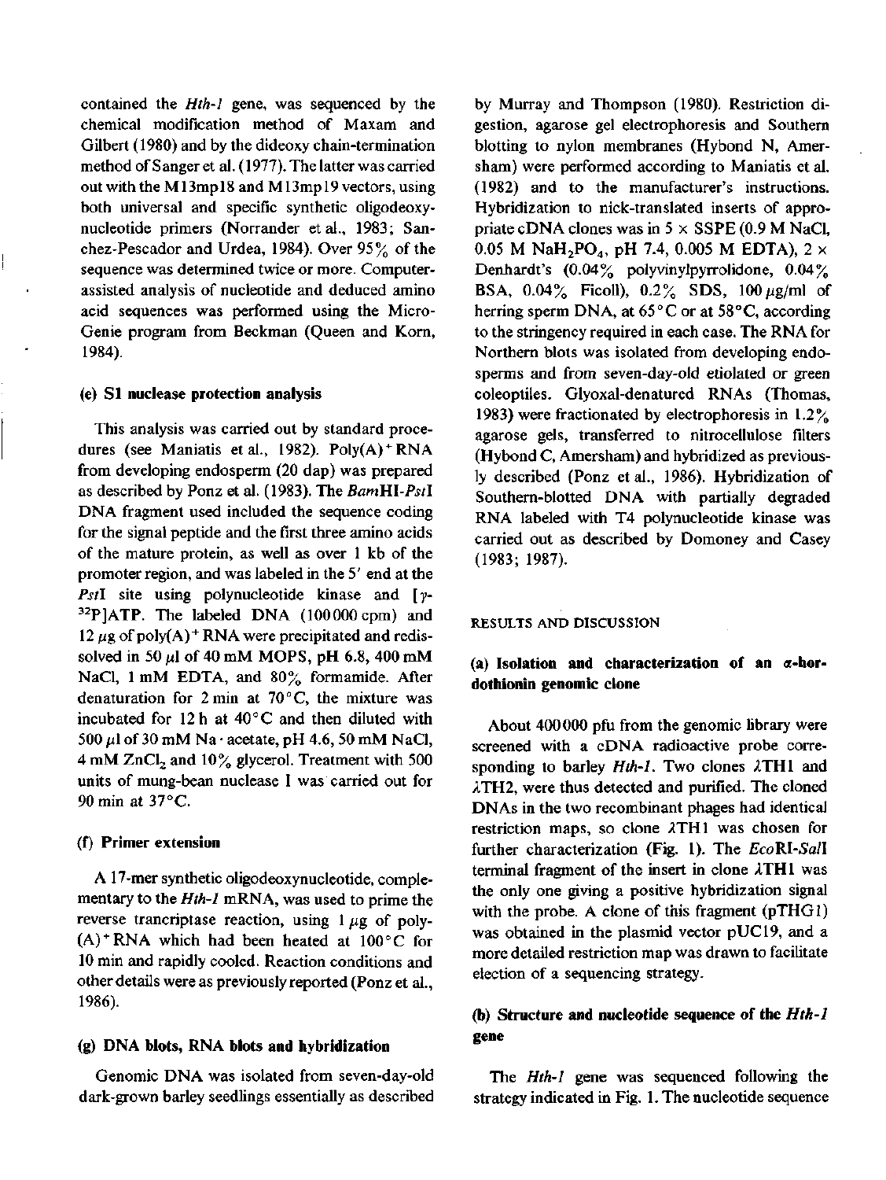contained the *Hth-1* gene, was sequenced by the chemical modification method of Maxam and Gilbert (1980) and by the dideoxy chain-termination method of Sanger et al. (1977). The latter was carried out with the M13mp18 and M13mp19 vectors, using both universal and specific synthetic oligodeoxynucleotide primers (Norrander et al., 1983; Sanchez-Pescador and Urdea, 1984). Over 95% of the sequence was determined twice or more. Computer-assisted analysis of nucleotide and deduced amino acid sequences was performed using the MicroGenie program from Beckman (Queen and Korn, 1984).

### (e) S1 nuclease protection analysis

This analysis was carried out by standard procedures (see Maniatis et al., 1982). Poly(A)$^+$ RNA from developing endosperm (20 dap) was prepared as described by Ponz et al. (1983). The *Bam*HI-*Pst*I DNA fragment used included the sequence coding for the signal peptide and the first three amino acids of the mature protein, as well as over 1 kb of the promoter region, and was labeled in the 5′ end at the *Pst*I site using polynucleotide kinase and [$\gamma$-$^{32}$P]ATP. The labeled DNA (100000 cpm) and 12 $\mu$g of poly(A)$^+$ RNA were precipitated and redissolved in 50 $\mu$l of 40 mM MOPS, pH 6.8, 400 mM NaCl, 1 mM EDTA, and 80% formamide. After denaturation for 2 min at 70°C, the mixture was incubated for 12 h at 40°C and then diluted with 500 $\mu$l of 30 mM Na·acetate, pH 4.6, 50 mM NaCl, 4 mM $ZnCl_2$ and 10% glycerol. Treatment with 500 units of mung-bean nuclease I was carried out for 90 min at 37°C.

### (f) Primer extension

A 17-mer synthetic oligodeoxynucleotide, complementary to the *Hth-1* mRNA, was used to prime the reverse trancriptase reaction, using 1 $\mu$g of poly-(A)$^+$RNA which had been heated at 100°C for 10 min and rapidly cooled. Reaction conditions and other details were as previously reported (Ponz et al., 1986).

### (g) DNA blots, RNA blots and hybridization

Genomic DNA was isolated from seven-day-old dark-grown barley seedlings essentially as described by Murray and Thompson (1980). Restriction digestion, agarose gel electrophoresis and Southern blotting to nylon membranes (Hybond N, Amersham) were performed according to Maniatis et al. (1982) and to the manufacturer's instructions. Hybridization to nick-translated inserts of appropriate cDNA clones was in 5 × SSPE (0.9 M NaCl, 0.05 M $NaH_2PO_4$, pH 7.4, 0.005 M EDTA), 2 × Denhardt's (0.04% polyvinylpyrrolidone, 0.04% BSA, 0.04% Ficoll), 0.2% SDS, 100 $\mu$g/ml of herring sperm DNA, at 65°C or at 58°C, according to the stringency required in each case. The RNA for Northern blots was isolated from developing endosperms and from seven-day-old etiolated or green coleoptiles. Glyoxal-denatured RNAs (Thomas, 1983) were fractionated by electrophoresis in 1.2% agarose gels, transferred to nitrocellulose filters (Hybond C, Amersham) and hybridized as previously described (Ponz et al., 1986). Hybridization of Southern-blotted DNA with partially degraded RNA labeled with T4 polynucleotide kinase was carried out as described by Domoney and Casey (1983; 1987).

## RESULTS AND DISCUSSION

### (a) Isolation and characterization of an $\alpha$-hordothionin genomic clone

About 400000 pfu from the genomic library were screened with a cDNA radioactive probe corresponding to barley *Hth-1*. Two clones $\lambda$TH1 and $\lambda$TH2, were thus detected and purified. The cloned DNAs in the two recombinant phages had identical restriction maps, so clone $\lambda$TH1 was chosen for further characterization (Fig. 1). The *Eco*RI-*Sal*I terminal fragment of the insert in clone $\lambda$TH1 was the only one giving a positive hybridization signal with the probe. A clone of this fragment (pTHG1) was obtained in the plasmid vector pUC19, and a more detailed restriction map was drawn to facilitate election of a sequencing strategy.

### (b) Structure and nucleotide sequence of the *Hth-1* gene

The *Hth-1* gene was sequenced following the strategy indicated in Fig. 1. The nucleotide sequence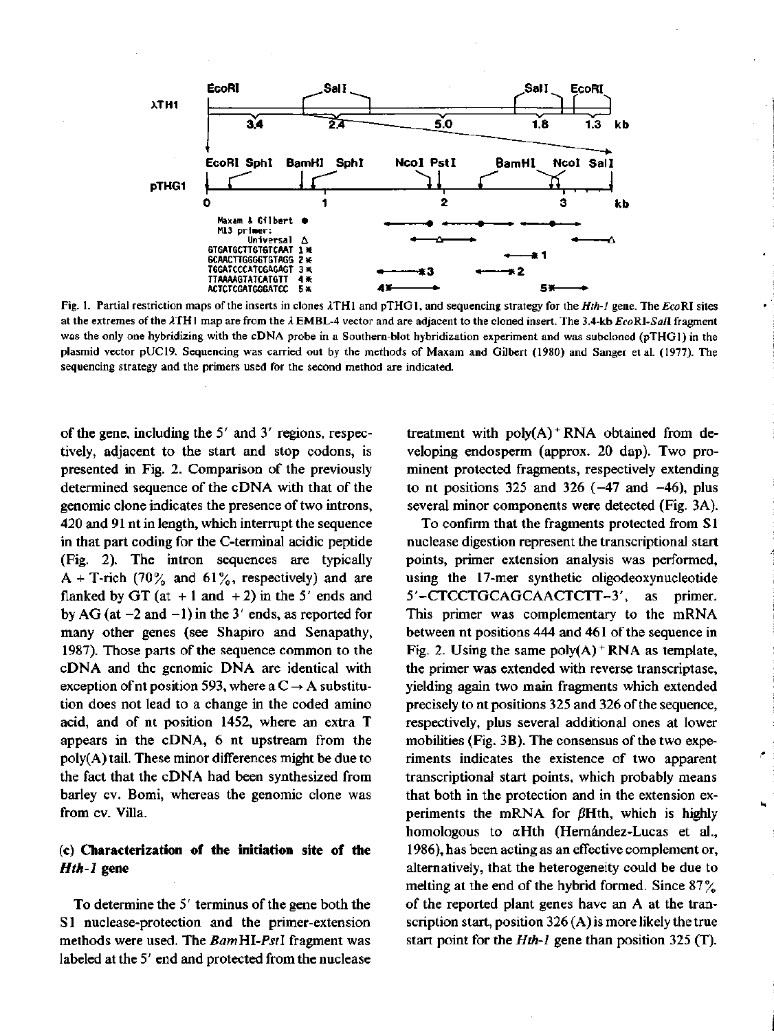Fig. 1. Partial restriction maps of the inserts in clones λTH1 and pTHG1, and sequencing strategy for the *Hth-1* gene. The *Eco*RI sites at the extremes of the λTH1 map are from the λ EMBL-4 vector and are adjacent to the cloned insert. The 3.4-kb *Eco*RI-*Sal*I fragment was the only one hybridizing with the cDNA probe in a Southern-blot hybridization experiment and was subcloned (pTHG1) in the plasmid vector pUC19. Sequencing was carried out by the methods of Maxam and Gilbert (1980) and Sanger et al. (1977). The sequencing strategy and the primers used for the second method are indicated.

of the gene, including the 5′ and 3′ regions, respectively, adjacent to the start and stop codons, is presented in Fig. 2. Comparison of the previously determined sequence of the cDNA with that of the genomic clone indicates the presence of two introns, 420 and 91 nt in length, which interrupt the sequence in that part coding for the C-terminal acidic peptide (Fig. 2). The intron sequences are typically A + T-rich (70% and 61%, respectively) and are flanked by GT (at +1 and +2) in the 5′ ends and by AG (at −2 and −1) in the 3′ ends, as reported for many other genes (see Shapiro and Senapathy, 1987). Those parts of the sequence common to the cDNA and the genomic DNA are identical with exception of nt position 593, where a C → A substitution does not lead to a change in the coded amino acid, and of nt position 1452, where an extra T appears in the cDNA, 6 nt upstream from the poly(A) tail. These minor differences might be due to the fact that the cDNA had been synthesized from barley cv. Bomi, whereas the genomic clone was from cv. Villa.

### (c) Characterization of the initiation site of the *Hth-1* gene

To determine the 5′ terminus of the gene both the S1 nuclease-protection and the primer-extension methods were used. The *Bam*HI-*Pst*I fragment was labeled at the 5′ end and protected from the nuclease treatment with poly(A)$^+$ RNA obtained from developing endosperm (approx. 20 dap). Two prominent protected fragments, respectively extending to nt positions 325 and 326 (−47 and −46), plus several minor components were detected (Fig. 3A).

To confirm that the fragments protected from S1 nuclease digestion represent the transcriptional start points, primer extension analysis was performed, using the 17-mer synthetic oligodeoxynucleotide 5′-CTCCTGCAGCAACTCTT-3′, as primer. This primer was complementary to the mRNA between nt positions 444 and 461 of the sequence in Fig. 2. Using the same poly(A)$^+$ RNA as template, the primer was extended with reverse transcriptase, yielding again two main fragments which extended precisely to nt positions 325 and 326 of the sequence, respectively, plus several additional ones at lower mobilities (Fig. 3B). The consensus of the two experiments indicates the existence of two apparent transcriptional start points, which probably means that both in the protection and in the extension experiments the mRNA for βHth, which is highly homologous to αHth (Hernández-Lucas et al., 1986), has been acting as an effective complement or, alternatively, that the heterogeneity could be due to melting at the end of the hybrid formed. Since 87% of the reported plant genes have an A at the transcription start, position 326 (A) is more likely the true start point for the *Hth-1* gene than position 325 (T).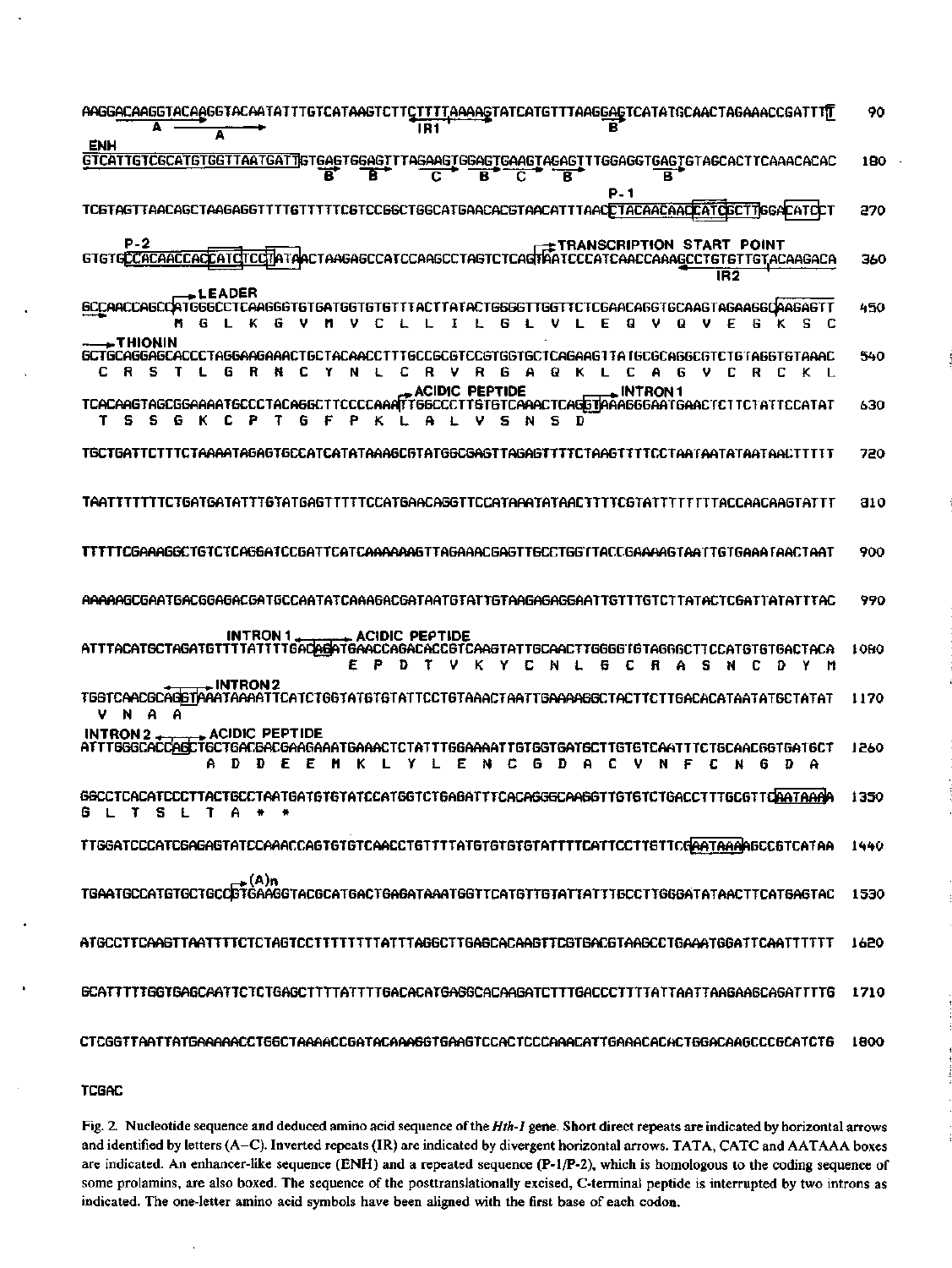```
AAGGACAAGGTACAAGGTACAATATTTGTCATAAGTCTTCTTTTAAAAGTATCATGTTTAAGGAGTCATATGCAACTAGAAACCGATTTT    90
      A          A                          IR1                    B
ENH
GTCATTGTCGCATGTGGTTAATGATTGTGAGTGGAGTTTAGAAGTGGAGTGAAGTAGAGTTTGGAGGTGAGTGTAGCACTTCAAACACAC   180
                            B     B       C    B   C     B        B
                                                                              P-1
TCGTAGTTAACAGCTAAGAGGTTTTGTTTTTCGTCCGGCTGGCATGAACACGTAACATTTAACCTACAACAACCATCGCTTGGACATCCT   270

   P-2                                                       TRANSCRIPTION START POINT
GTGTGCCACAACCACCATCTCCTATAACTAAGAGCCATCCAAGCCTAGTCTCAGTAATCCCATCAACCAAAGCCTGTGTTGTACAAGACA   360
                                                                              IR2
            LEADER
GCCAACCAGCCATGGGCCTCAAGGGTGTGATGGTGTGTTTACTTATACTGGGGTTGGTTCTCGAACAGGTGCAAGTAGAAGGCAAGAGTT   450
             M  G  L  K  G  V  M  V  C  L  L  I  L  G  L  V  L  E  Q  V  Q  V  E  G  K  S  C
THIONIN
GCTGCAGGAGCACCCTAGGAAGAAACTGCTACAACCTTTGCCGCGTCCGTGGTGCTCAGAAGTTATGCGCAGGCGTCTGTAGGTGTAAAC   540
 C  R  S  T  L  G  R  N  C  Y  N  L  C  R  V  R  G  A  Q  K  L  C  A  G  V  C  R  C  K  L
                                   ACIDIC PEPTIDE         INTRON 1
TCACAAGTAGCGGAAAATGCCCTACAGGCTTCCCCAAATTGGCCCTTGTGTCAAACTCAGGTAAAGGGAATGAACTCTTCTATTCCATAT   630
 T  S  S  G  K  C  P  T  G  F  P  K  L  A  L  V  S  N  S  D

TGCTGATTCTTTCTAAAATAGAGTGCCATCATATAAAGCGTATGGCGAGTTAGAGTTTTCTAAGTTTTCCTAATAATATAATAACTTTTT   720

TAATTTTTTTCTGATGATATTTGTATGAGTTTTTCCATGAACAGGTTCCATAAATATAACTTTTCGTATTTTTTTTACCAACAAGTATTT   810

TTTTTCGAAAGGCTGTCTCAGGATCCGATTCATCAAAAAAGTTAGAAACGAGTTGCCTGGTTACCGAAAAGTAATTGTGAAATAACTAAT   900

AAAAAGCGAATGACGGAGACGATGCCAATATCAAAGACGATAATGTATTGTAAGAGAGGAATTGTTTGTCTTATACTCGATTATATTTAC   990

                  INTRON 1        ACIDIC PEPTIDE
ATTTACATGCTAGATGTTTTATTTTGACAGATGAACCAGACACCGTCAAGTATTGCAACTTGGGGTGTAGGGCTTCCATGTGTGACTACA  1080
                               E  P  D  T  V  K  Y  C  N  L  G  C  R  A  S  N  C  D  Y  M
             INTRON 2
TGGTCAACGCAGGTAAATAAAATTCATCTGGTATGTGTATTCCTGTAAACTAATTGAAAAGGCTACTTCTTGACACATAATATGCTATAT  1170
 V  N  A  A
INTRON 2         ACIDIC PEPTIDE
ATTTGGGCACCAGCTGCTGACGACGAAGAAATGAAACTCTATTTGGAAAATTGTGGTGATGCTTGTGTCAATTTCTGCAACGGTGATGCT  1260
                A  D  D  E  E  M  K  L  Y  L  E  N  C  G  D  A  C  V  N  F  C  N  G  D  A

GGCCTCACATCCCTTACTGCCTAATGATGTGTATCCATGGTCTGAGATTTCACAGGGCAAGGTTGTGTCTGACCTTTGCGTTCAATAAAA  1350
 G  L  T  S  L  T  A  *  *

TTGGATCCCATCGAGAGTATCCAAACCAGTGTGTCAACCTGTTTTATGTGTGTGTATTTTCATTCCTTGTTCGAATAAAAGCCGTCATAA  1440

               (A)n
TGAATGCCATGTGCTGCCGTGAAGGTACGCATGACTGAGATAAATGGTTCATGTTGTATTATTTGCCTTGGGATATAACTTCATGAGTAC  1530

ATGCCTTCAAGTTAATTTTCTCTAGTCCTTTTTTTTATTTAGGCTTGAGCACAAGTTCGTGACGTAAGCCTGAAATGGATTCAATTTTTT  1620

GCATTTTTGGTGAGCAATTCTCTGAGCTTTTATTTTGACACATGAGGCACAAGATCTTTGACCCTTTTATTAATTAAGAAGCAGATTTTG  1710

CTCGGTTAATTATGAAAAACCTGGCTAAAACCGATACAAAGGTGAAGTCCACTCCCAAACATTGAAACACACTGGACAAGCCCGCATCTG  1800

TCGAC
```

Fig. 2. Nucleotide sequence and deduced amino acid sequence of the *Hth-1* gene. Short direct repeats are indicated by horizontal arrows and identified by letters (A–C). Inverted repeats (IR) are indicated by divergent horizontal arrows. TATA, CATC and AATAAA boxes are indicated. An enhancer-like sequence (ENH) and a repeated sequence (P-1/P-2), which is homologous to the coding sequence of some prolamins, are also boxed. The sequence of the posttranslationally excised, C-terminal peptide is interrupted by two introns as indicated. The one-letter amino acid symbols have been aligned with the first base of each codon.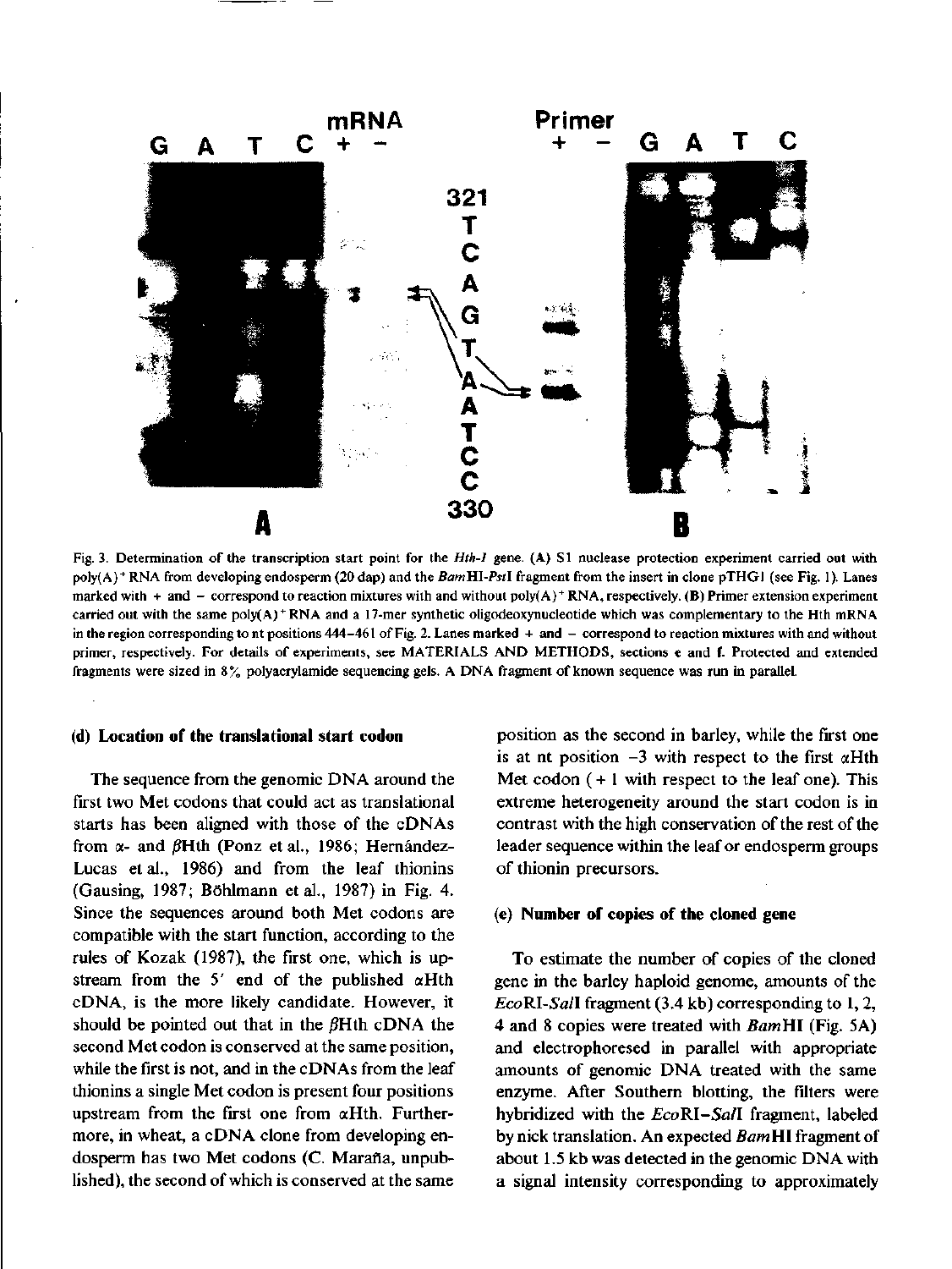Fig. 3. Determination of the transcription start point for the *Hth-1* gene. (A) S1 nuclease protection experiment carried out with poly(A)$^+$ RNA from developing endosperm (20 dap) and the *Bam*HI-*Pst*I fragment from the insert in clone pTHG1 (see Fig. 1). Lanes marked with + and − correspond to reaction mixtures with and without poly(A)$^+$ RNA, respectively. (B) Primer extension experiment carried out with the same poly(A)$^+$ RNA and a 17-mer synthetic oligodeoxynucleotide which was complementary to the Hth mRNA in the region corresponding to nt positions 444–461 of Fig. 2. Lanes marked + and − correspond to reaction mixtures with and without primer, respectively. For details of experiments, see MATERIALS AND METHODS, sections e and f. Protected and extended fragments were sized in 8% polyacrylamide sequencing gels. A DNA fragment of known sequence was run in parallel.

### (d) Location of the translational start codon

The sequence from the genomic DNA around the first two Met codons that could act as translational starts has been aligned with those of the cDNAs from α- and βHth (Ponz et al., 1986; Hernández-Lucas et al., 1986) and from the leaf thionins (Gausing, 1987; Böhlmann et al., 1987) in Fig. 4. Since the sequences around both Met codons are compatible with the start function, according to the rules of Kozak (1987), the first one, which is upstream from the 5′ end of the published αHth cDNA, is the more likely candidate. However, it should be pointed out that in the βHth cDNA the second Met codon is conserved at the same position, while the first is not, and in the cDNAs from the leaf thionins a single Met codon is present four positions upstream from the first one from αHth. Furthermore, in wheat, a cDNA clone from developing endosperm has two Met codons (C. Maraña, unpublished), the second of which is conserved at the same position as the second in barley, while the first one is at nt position −3 with respect to the first αHth Met codon (+1 with respect to the leaf one). This extreme heterogeneity around the start codon is in contrast with the high conservation of the rest of the leader sequence within the leaf or endosperm groups of thionin precursors.

### (e) Number of copies of the cloned gene

To estimate the number of copies of the cloned gene in the barley haploid genome, amounts of the *Eco*RI-*Sal*I fragment (3.4 kb) corresponding to 1, 2, 4 and 8 copies were treated with *Bam*HI (Fig. 5A) and electrophoresed in parallel with appropriate amounts of genomic DNA treated with the same enzyme. After Southern blotting, the filters were hybridized with the *Eco*RI–*Sal*I fragment, labeled by nick translation. An expected *Bam*HI fragment of about 1.5 kb was detected in the genomic DNA with a signal intensity corresponding to approximately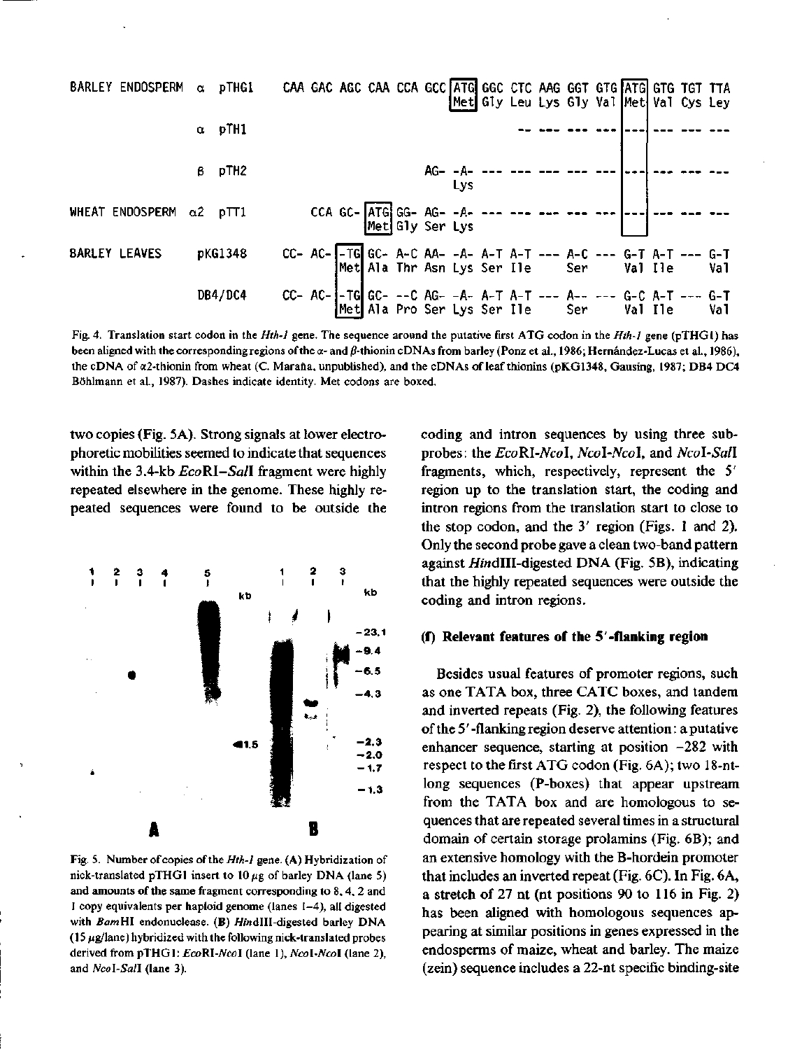```
BARLEY ENDOSPERM  α  pTHG1     CAA GAC AGC CAA CCA GCC |ATG| GGC CTC AAG GGT GTG |ATG| GTG TGT TTA
                                                       |Met| Gly Leu Lys Gly Val |Met| Val Cys Ley

                  α  pTH1                                    -- --- --- --- |---| --- --- ---

                  β  pTH2                        AG- -A- --- --- --- --- --- |---| --- --- ---
                                                     Lys

WHEAT ENDOSPERM   α2 pTT1          CCA GC- |ATG| GG- AG- -A- --- --- --- --- --- |---| --- --- ---
                                           |Met| Gly Ser Lys

BARLEY LEAVES        pKG1348    CC- AC- |-TG| GC- A-C AA- -A- A-T A-T --- A-C --- G-T A-T --- G-T
                                        |Met| Ala Thr Asn Lys Ser Ile     Ser     Val Ile     Val

                     DB4/DC4    CC- AC- |-TG| GC- --C AG- -A- A-T A-T --- A-- --- G-C A-T --- G-T
                                        |Met| Ala Pro Ser Lys Ser Ile     Ser     Val Ile     Val
```

Fig. 4. Translation start codon in the *Hth-1* gene. The sequence around the putative first ATG codon in the *Hth-1* gene (pTHG1) has been aligned with the corresponding regions of the α- and β-thionin cDNAs from barley (Ponz et al., 1986; Hernández-Lucas et al., 1986), the cDNA of α2-thionin from wheat (C. Maraña, unpublished), and the cDNAs of leaf thionins (pKG1348, Gausing, 1987; DB4 DC4 Böhlmann et al., 1987). Dashes indicate identity. Met codons are boxed.

two copies (Fig. 5A). Strong signals at lower electrophoretic mobilities seemed to indicate that sequences within the 3.4-kb *Eco*RI–*Sal*I fragment were highly repeated elsewhere in the genome. These highly repeated sequences were found to be outside the coding and intron sequences by using three subprobes: the *Eco*RI-*Nco*I, *Nco*I-*Nco*I, and *Nco*I-*Sal*I fragments, which, respectively, represent the 5′ region up to the translation start, the coding and intron regions from the translation start to close to the stop codon, and the 3′ region (Figs. 1 and 2). Only the second probe gave a clean two-band pattern against *Hin*dIII-digested DNA (Fig. 5B), indicating that the highly repeated sequences were outside the coding and intron regions.

Fig. 5. Number of copies of the *Hth-1* gene. (A) Hybridization of nick-translated pTHG1 insert to 10 μg of barley DNA (lane 5) and amounts of the same fragment corresponding to 8, 4, 2 and 1 copy equivalents per haploid genome (lanes 1–4), all digested with *Bam*HI endonuclease. (B) *Hin*dIII-digested barley DNA (15 μg/lane) hybridized with the following nick-translated probes derived from pTHG1: *Eco*RI-*Nco*I (lane 1), *Nco*I-*Nco*I (lane 2), and *Nco*I-*Sal*I (lane 3).

### (f) Relevant features of the 5′-flanking region

Besides usual features of promoter regions, such as one TATA box, three CATC boxes, and tandem and inverted repeats (Fig. 2), the following features of the 5′-flanking region deserve attention: a putative enhancer sequence, starting at position −282 with respect to the first ATG codon (Fig. 6A); two 18-nt-long sequences (P-boxes) that appear upstream from the TATA box and are homologous to sequences that are repeated several times in a structural domain of certain storage prolamins (Fig. 6B); and an extensive homology with the B-hordein promoter that includes an inverted repeat (Fig. 6C). In Fig. 6A, a stretch of 27 nt (nt positions 90 to 116 in Fig. 2) has been aligned with homologous sequences appearing at similar positions in genes expressed in the endosperms of maize, wheat and barley. The maize (zein) sequence includes a 22-nt specific binding-site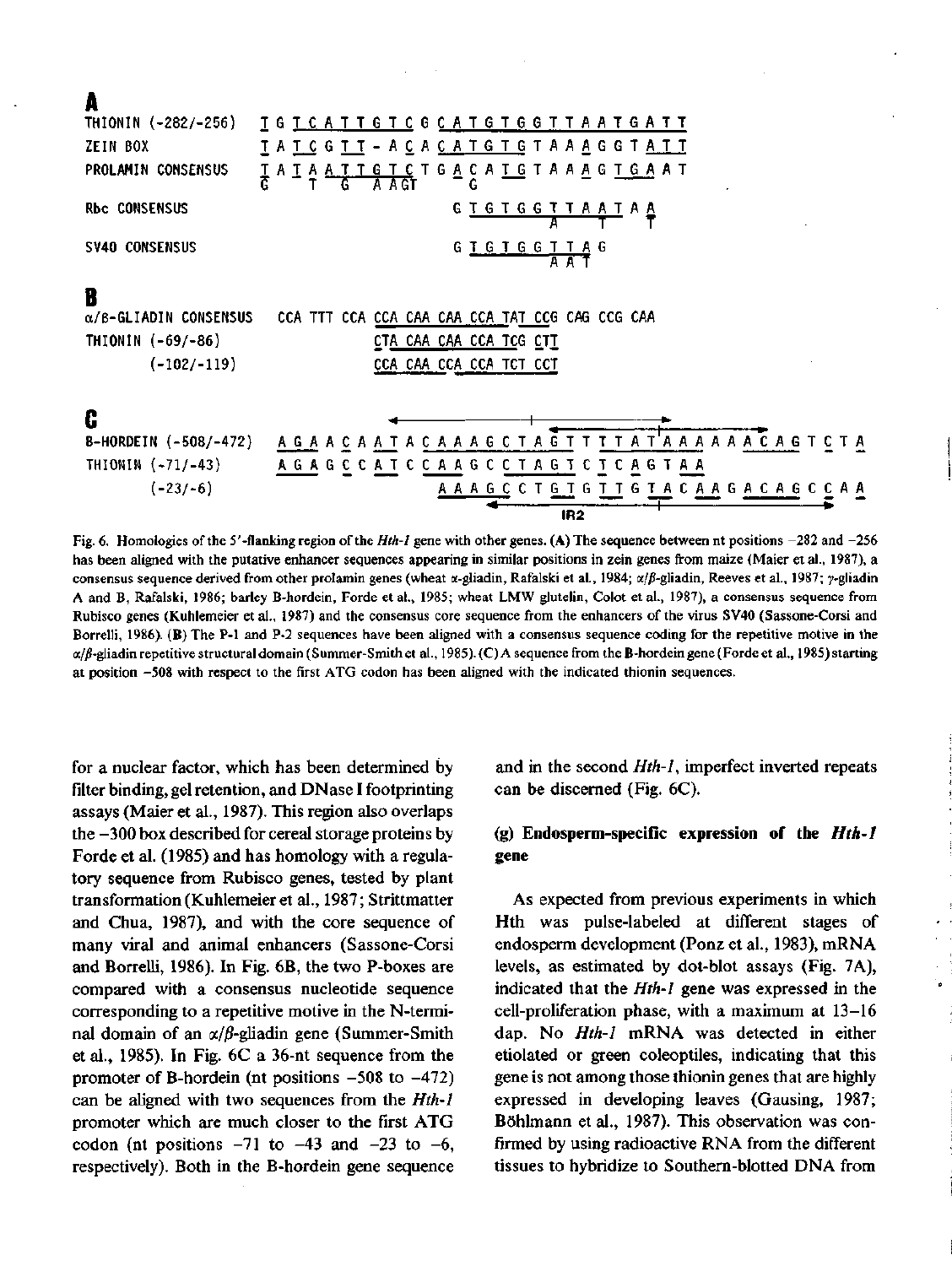**A**

```
THIONIN (-282/-256)   T G T C A T T G T C G C A T G T G G T T A A T G A T T
ZEIN BOX              T A T C G T T - A C A C A T G T G T A A A G G T A T T
PROLAMIN CONSENSUS    T A T A A T T G T C T G A C A T G T A A A G T G A A T
                      C     T   G   A A G T     G
Rbc CONSENSUS                               G T G T G G T T A A T A A
                                                          A     T   T
SV40 CONSENSUS                              G T G T G G T T A G
                                                          A A T
```

**B**

```
α/β-GLIADIN CONSENSUS   CCA TTT CCA CCA CAA CAA CCA TAT CCG CAG CCG CAA
THIONIN (-69/-86)                   CTA CAA CAA CCA TCG CTT
        (-102/-119)                 CCA CAA CCA CCA TCT CCT
```

**C**

```
B-HORDEIN (-508/-472)   A G A A C A A T A C A A A G C T A G T T T T A T A A A A A A C A G T C T A
THIONIN (-71/-43)       A G A G C C A T C C A A G C C T A G T C T C A G T A A
        (-23/-6)                          A A A G C C T G T G T T G T A C A A G A C A G C C A A
                                                              IR2
```

Fig. 6. Homologies of the 5′-flanking region of the *Hth-1* gene with other genes. (A) The sequence between nt positions −282 and −256 has been aligned with the putative enhancer sequences appearing in similar positions in zein genes from maize (Maier et al., 1987), a consensus sequence derived from other prolamin genes (wheat α-gliadin, Rafalski et al., 1984; α/β-gliadin, Reeves et al., 1987; γ-gliadin A and B, Rafalski, 1986; barley B-hordein, Forde et al., 1985; wheat LMW glutelin, Colot et al., 1987), a consensus sequence from Rubisco genes (Kuhlemeier et al., 1987) and the consensus core sequence from the enhancers of the virus SV40 (Sassone-Corsi and Borrelli, 1986). (B) The P-1 and P-2 sequences have been aligned with a consensus sequence coding for the repetitive motive in the α/β-gliadin repetitive structural domain (Summer-Smith et al., 1985). (C) A sequence from the B-hordein gene (Forde et al., 1985) starting at position −508 with respect to the first ATG codon has been aligned with the indicated thionin sequences.

for a nuclear factor, which has been determined by filter binding, gel retention, and DNase I footprinting assays (Maier et al., 1987). This region also overlaps the −300 box described for cereal storage proteins by Forde et al. (1985) and has homology with a regulatory sequence from Rubisco genes, tested by plant transformation (Kuhlemeier et al., 1987; Strittmatter and Chua, 1987), and with the core sequence of many viral and animal enhancers (Sassone-Corsi and Borrelli, 1986). In Fig. 6B, the two P-boxes are compared with a consensus nucleotide sequence corresponding to a repetitive motive in the N-terminal domain of an α/β-gliadin gene (Summer-Smith et al., 1985). In Fig. 6C a 36-nt sequence from the promoter of B-hordein (nt positions −508 to −472) can be aligned with two sequences from the *Hth-1* promoter which are much closer to the first ATG codon (nt positions −71 to −43 and −23 to −6, respectively). Both in the B-hordein gene sequence and in the second *Hth-1*, imperfect inverted repeats can be discerned (Fig. 6C).

### (g) Endosperm-specific expression of the *Hth-1* gene

As expected from previous experiments in which Hth was pulse-labeled at different stages of endosperm development (Ponz et al., 1983), mRNA levels, as estimated by dot-blot assays (Fig. 7A), indicated that the *Hth-1* gene was expressed in the cell-proliferation phase, with a maximum at 13–16 dap. No *Hth-1* mRNA was detected in either etiolated or green coleoptiles, indicating that this gene is not among those thionin genes that are highly expressed in developing leaves (Gausing, 1987; Böhlmann et al., 1987). This observation was confirmed by using radioactive RNA from the different tissues to hybridize to Southern-blotted DNA from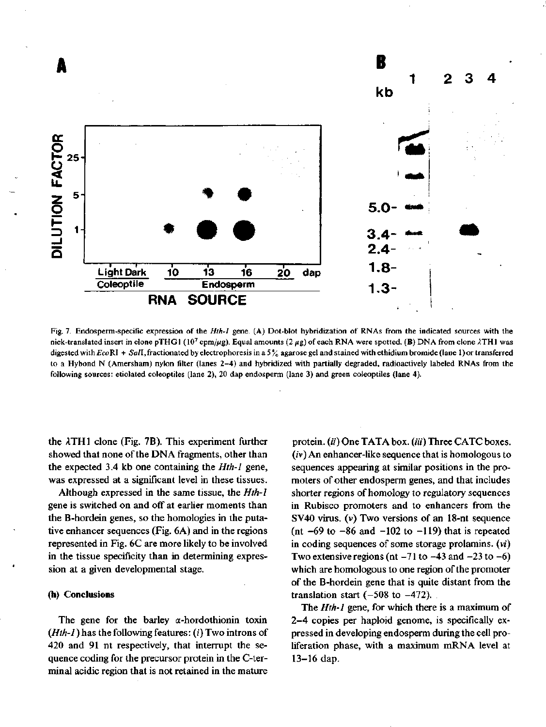Fig. 7. Endosperm-specific expression of the *Hth-1* gene. (A) Dot-blot hybridization of RNAs from the indicated sources with the nick-translated insert in clone pTHG1 ($10^7$ cpm/μg). Equal amounts (2 μg) of each RNA were spotted. (B) DNA from clone λTH1 was digested with *Eco*RI + *Sal*I, fractionated by electrophoresis in a 5% agarose gel and stained with ethidium bromide (lane 1) or transferred to a Hybond N (Amersham) nylon filter (lanes 2–4) and hybridized with partially degraded, radioactively labeled RNAs from the following sources: etiolated coleoptiles (lane 2), 20 dap endosperm (lane 3) and green coleoptiles (lane 4).

the λTH1 clone (Fig. 7B). This experiment further showed that none of the DNA fragments, other than the expected 3.4 kb one containing the *Hth-1* gene, was expressed at a significant level in these tissues.

Although expressed in the same tissue, the *Hth-1* gene is switched on and off at earlier moments than the B-hordein genes, so the homologies in the putative enhancer sequences (Fig. 6A) and in the regions represented in Fig. 6C are more likely to be involved in the tissue specificity than in determining expression at a given developmental stage.

### (h) Conclusions

The gene for the barley α-hordothionin toxin (*Hth-1*) has the following features: (*i*) Two introns of 420 and 91 nt respectively, that interrupt the sequence coding for the precursor protein in the C-terminal acidic region that is not retained in the mature protein. (*ii*) One TATA box. (*iii*) Three CATC boxes. (*iv*) An enhancer-like sequence that is homologous to sequences appearing at similar positions in the promoters of other endosperm genes, and that includes shorter regions of homology to regulatory sequences in Rubisco promoters and to enhancers from the SV40 virus. (*v*) Two versions of an 18-nt sequence (nt −69 to −86 and −102 to −119) that is repeated in coding sequences of some storage prolamins. (*vi*) Two extensive regions (nt −71 to −43 and −23 to −6) which are homologous to one region of the promoter of the B-hordein gene that is quite distant from the translation start (−508 to −472).

The *Hth-1* gene, for which there is a maximum of 2–4 copies per haploid genome, is specifically expressed in developing endosperm during the cell proliferation phase, with a maximum mRNA level at 13–16 dap.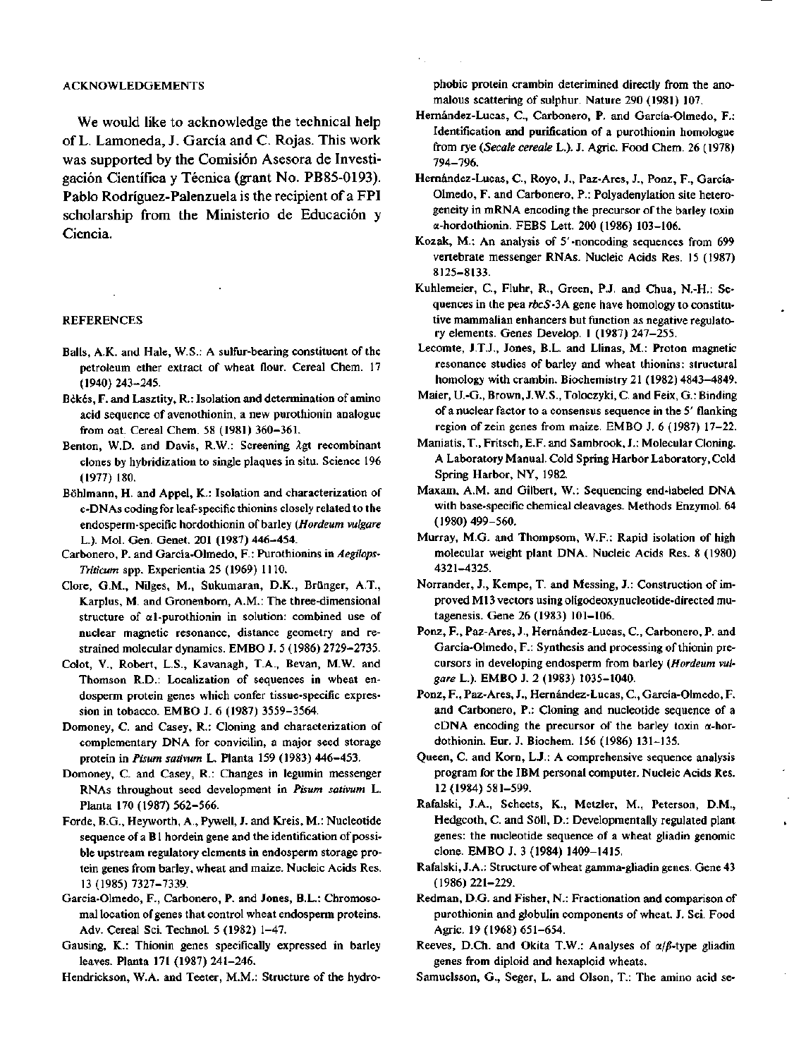## ACKNOWLEDGEMENTS

We would like to acknowledge the technical help of L. Lamoneda, J. García and C. Rojas. This work was supported by the Comisión Asesora de Investigación Científica y Técnica (grant No. PB85-0193). Pablo Rodríguez-Palenzuela is the recipient of a FPI scholarship from the Ministerio de Educación y Ciencia.

## REFERENCES

Balls, A.K. and Hale, W.S.: A sulfur-bearing constituent of the petroleum ether extract of wheat flour. Cereal Chem. 17 (1940) 243–245.

Békés, F. and Lasztity, R.: Isolation and determination of amino acid sequence of avenothionin, a new purothionin analogue from oat. Cereal Chem. 58 (1981) 360–361.

Benton, W.D. and Davis, R.W.: Screening λgt recombinant clones by hybridization to single plaques in situ. Science 196 (1977) 180.

Böhlmann, H. and Appel, K.: Isolation and characterization of c-DNAs coding for leaf-specific thionins closely related to the endosperm-specific hordothionin of barley (*Hordeum vulgare* L.). Mol. Gen. Genet. 201 (1987) 446–454.

Carbonero, P. and García-Olmedo, F.: Purothionins in *Aegilops-Triticum* spp. Experientia 25 (1969) 1110.

Clore, G.M., Nilges, M., Sukumaran, D.K., Brünger, A.T., Karplus, M. and Gronenborn, A.M.: The three-dimensional structure of α1-purothionin in solution: combined use of nuclear magnetic resonance, distance geometry and restrained molecular dynamics. EMBO J. 5 (1986) 2729–2735.

Colot, V., Robert, L.S., Kavanagh, T.A., Bevan, M.W. and Thomson R.D.: Localization of sequences in wheat endosperm protein genes which confer tissue-specific expression in tobacco. EMBO J. 6 (1987) 3559–3564.

Domoney, C. and Casey, R.: Cloning and characterization of complementary DNA for convicilin, a major seed storage protein in *Pisum sativum* L. Planta 159 (1983) 446–453.

Domoney, C. and Casey, R.: Changes in legumin messenger RNAs throughout seed development in *Pisum sativum* L. Planta 170 (1987) 562–566.

Forde, B.G., Heyworth, A., Pywell, J. and Kreis, M.: Nucleotide sequence of a B1 hordein gene and the identification of possible upstream regulatory elements in endosperm storage protein genes from barley, wheat and maize. Nucleic Acids Res. 13 (1985) 7327–7339.

García-Olmedo, F., Carbonero, P. and Jones, B.L.: Chromosomal location of genes that control wheat endosperm proteins. Adv. Cereal Sci. Technol. 5 (1982) 1–47.

Gausing, K.: Thionin genes specifically expressed in barley leaves. Planta 171 (1987) 241–246.

Hendrickson, W.A. and Teeter, M.M.: Structure of the hydrophobic protein crambin deterimined directly from the anomalous scattering of sulphur. Nature 290 (1981) 107.

Hernández-Lucas, C., Carbonero, P. and García-Olmedo, F.: Identification and purification of a purothionin homologue from rye (*Secale cereale* L.). J. Agric. Food Chem. 26 (1978) 794–796.

Hernández-Lucas, C., Royo, J., Paz-Ares, J., Ponz, F., García-Olmedo, F. and Carbonero, P.: Polyadenylation site heterogeneity in mRNA encoding the precursor of the barley toxin α-hordothionin. FEBS Lett. 200 (1986) 103–106.

Kozak, M.: An analysis of 5'-noncoding sequences from 699 vertebrate messenger RNAs. Nucleic Acids Res. 15 (1987) 8125–8133.

Kuhlemeier, C., Fluhr, R., Green, P.J. and Chua, N.-H.: Sequences in the pea *rbcS*-3A gene have homology to constitutive mammalian enhancers but function as negative regulatory elements. Genes Develop. 1 (1987) 247–255.

Lecomte, J.T.J., Jones, B.L. and Llinas, M.: Proton magnetic resonance studies of barley and wheat thionins: structural homology with crambin. Biochemistry 21 (1982) 4843–4849.

Maier, U.-G., Brown, J.W.S., Toloczyki, C. and Feix, G.: Binding of a nuclear factor to a consensus sequence in the 5' flanking region of zein genes from maize. EMBO J. 6 (1987) 17–22.

Maniatis, T., Fritsch, E.F. and Sambrook, J.: Molecular Cloning. A Laboratory Manual. Cold Spring Harbor Laboratory, Cold Spring Harbor, NY, 1982.

Maxam, A.M. and Gilbert, W.: Sequencing end-labeled DNA with base-specific chemical cleavages. Methods Enzymol. 64 (1980) 499–560.

Murray, M.G. and Thompsom, W.F.: Rapid isolation of high molecular weight plant DNA. Nucleic Acids Res. 8 (1980) 4321–4325.

Norrander, J., Kempe, T. and Messing, J.: Construction of improved M13 vectors using oligodeoxynucleotide-directed mutagenesis. Gene 26 (1983) 101–106.

Ponz, F., Paz-Ares, J., Hernández-Lucas, C., Carbonero, P. and García-Olmedo, F.: Synthesis and processing of thionin precursors in developing endosperm from barley (*Hordeum vulgare* L.). EMBO J. 2 (1983) 1035–1040.

Ponz, F., Paz-Ares, J., Hernández-Lucas, C., García-Olmedo, F. and Carbonero, P.: Cloning and nucleotide sequence of a cDNA encoding the precursor of the barley toxin α-hordothionin. Eur. J. Biochem. 156 (1986) 131–135.

Queen, C. and Korn, L.J.: A comprehensive sequence analysis program for the IBM personal computer. Nucleic Acids Res. 12 (1984) 581–599.

Rafalski, J.A., Scheets, K., Metzler, M., Peterson, D.M., Hedgcoth, C. and Söll, D.: Developmentally regulated plant genes: the nucleotide sequence of a wheat gliadin genomic clone. EMBO J. 3 (1984) 1409–1415.

Rafalski, J.A.: Structure of wheat gamma-gliadin genes. Gene 43 (1986) 221–229.

Redman, D.G. and Fisher, N.: Fractionation and comparison of purothionin and globulin components of wheat. J. Sci. Food Agric. 19 (1968) 651–654.

Reeves, D.Ch. and Okita T.W.: Analyses of α/β-type gliadin genes from diploid and hexaploid wheats.

Samuelsson, G., Seger, L. and Olson, T.: The amino acid se-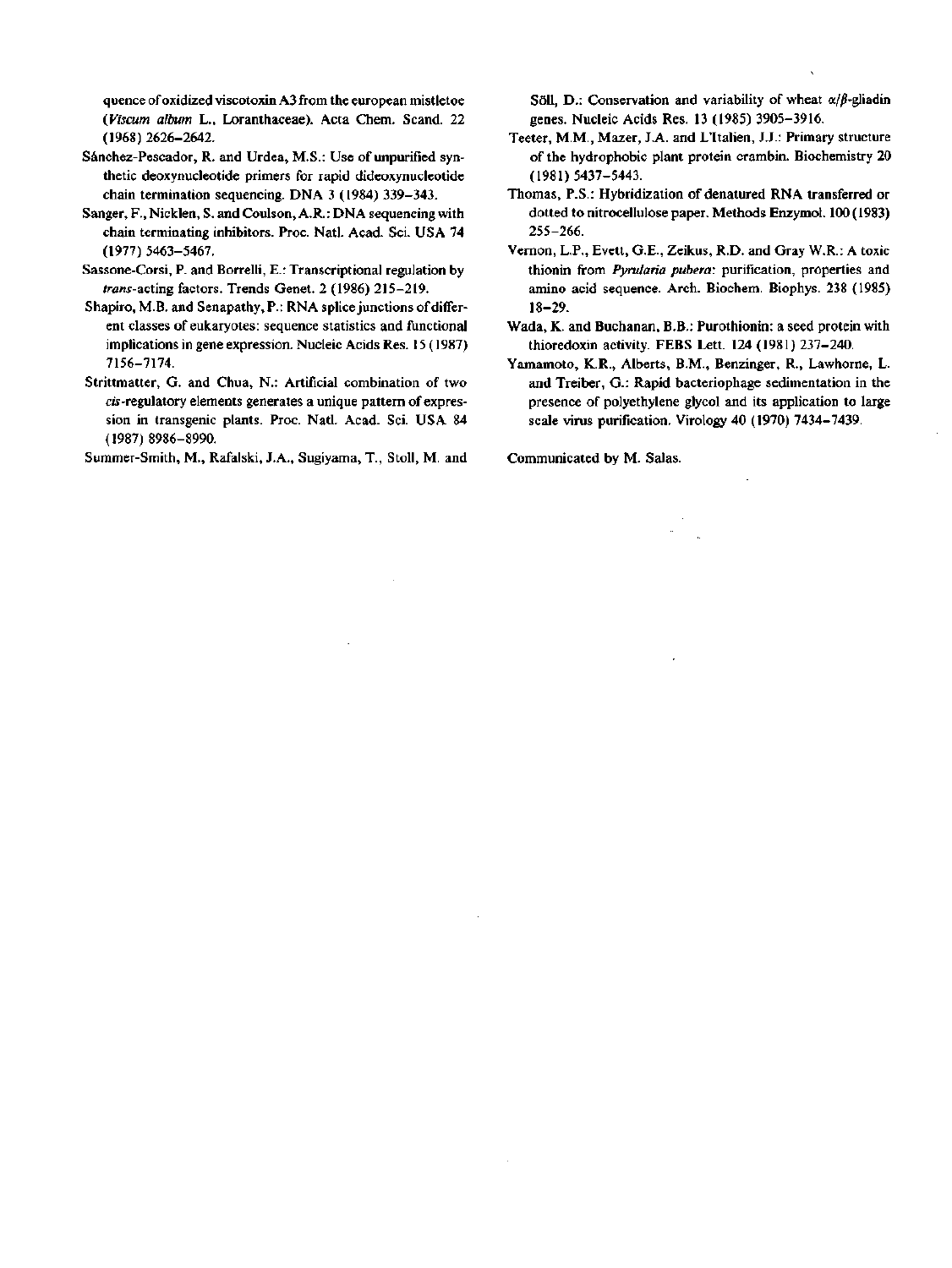quence of oxidized viscotoxin A3 from the european mistletoe (*Viscum album* L., Loranthaceae). Acta Chem. Scand. 22 (1968) 2626–2642.

Sánchez-Pescador, R. and Urdea, M.S.: Use of unpurified synthetic deoxynucleotide primers for rapid dideoxynucleotide chain termination sequencing. DNA 3 (1984) 339–343.

Sanger, F., Nicklen, S. and Coulson, A.R.: DNA sequencing with chain terminating inhibitors. Proc. Natl. Acad. Sci. USA 74 (1977) 5463–5467.

Sassone-Corsi, P. and Borrelli, E.: Transcriptional regulation by *trans*-acting factors. Trends Genet. 2 (1986) 215–219.

Shapiro, M.B. and Senapathy, P.: RNA splice junctions of different classes of eukaryotes: sequence statistics and functional implications in gene expression. Nucleic Acids Res. 15 (1987) 7156–7174.

Strittmatter, G. and Chua, N.: Artificial combination of two *cis*-regulatory elements generates a unique pattern of expression in transgenic plants. Proc. Natl. Acad. Sci. USA 84 (1987) 8986–8990.

Summer-Smith, M., Rafalski, J.A., Sugiyama, T., Stoll, M. and Söll, D.: Conservation and variability of wheat $\alpha/\beta$-gliadin genes. Nucleic Acids Res. 13 (1985) 3905–3916.

Teeter, M.M., Mazer, J.A. and L'Italien, J.J.: Primary structure of the hydrophobic plant protein crambin. Biochemistry 20 (1981) 5437–5443.

Thomas, P.S.: Hybridization of denatured RNA transferred or dotted to nitrocellulose paper. Methods Enzymol. 100 (1983) 255–266.

Vernon, L.P., Evett, G.E., Zeikus, R.D. and Gray W.R.: A toxic thionin from *Pyrularia pubera*: purification, properties and amino acid sequence. Arch. Biochem. Biophys. 238 (1985) 18–29.

Wada, K. and Buchanan, B.B.: Purothionin: a seed protein with thioredoxin activity. FEBS Lett. 124 (1981) 237–240.

Yamamoto, K.R., Alberts, B.M., Benzinger, R., Lawhorne, L. and Treiber, G.: Rapid bacteriophage sedimentation in the presence of polyethylene glycol and its application to large scale virus purification. Virology 40 (1970) 7434–7439.

Communicated by M. Salas.